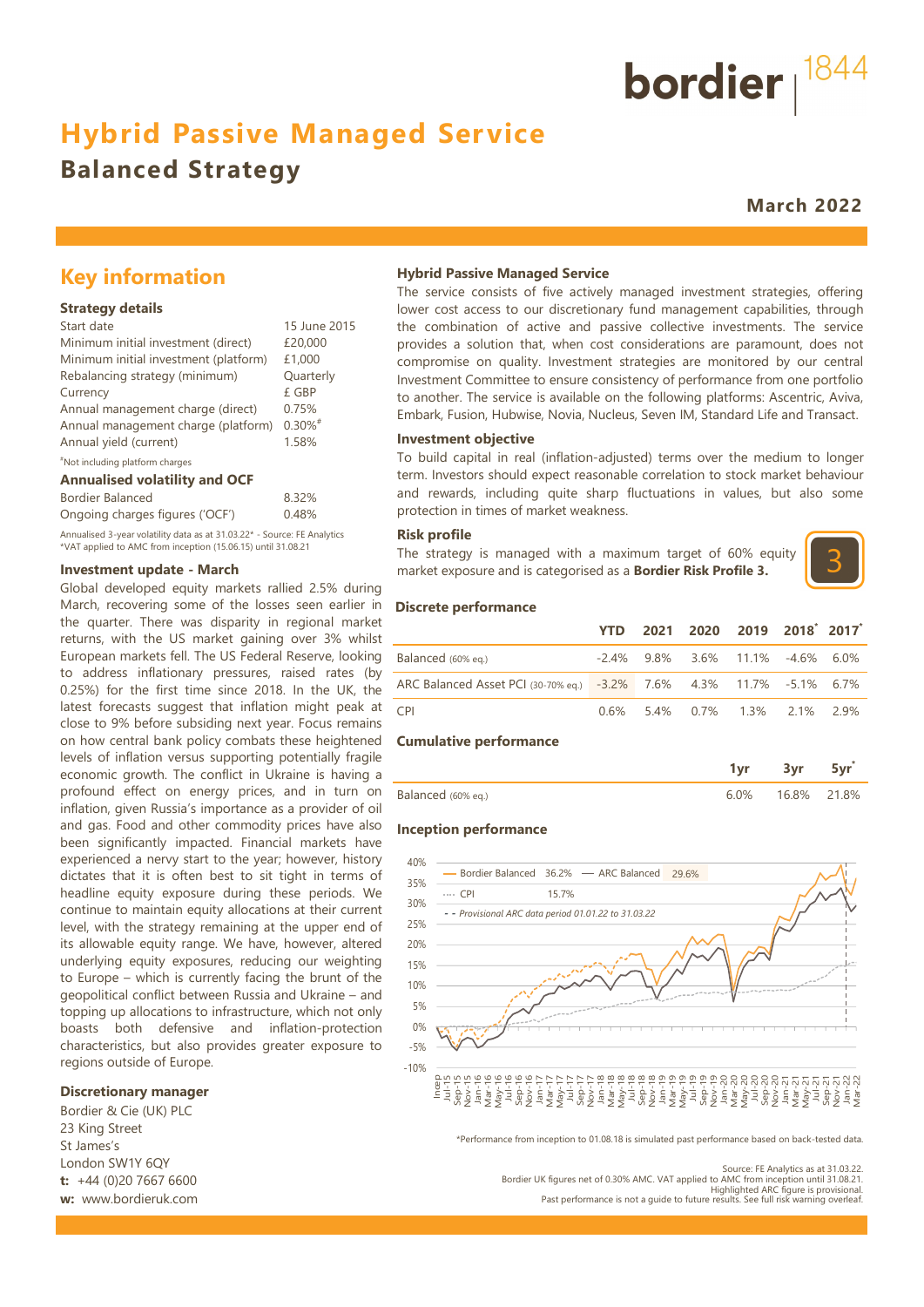bordier | 1844

# Hybrid Passive Managed Service

## Balanced Strategy

**March 2022**

## Key information

### Strategy details

| | |
|---|---|
| Start date | 15 June 2015 |
| Minimum initial investment (direct) | £20,000 |
| Minimum initial investment (platform) | £1,000 |
| Rebalancing strategy (minimum) | Quarterly |
| Currency | £ GBP |
| Annual management charge (direct) | 0.75% |
| Annual management charge (platform) | 0.30%# |
| Annual yield (current) | 1.58% |

#Not including platform charges

### Annualised volatility and OCF

| | |
|---|---|
| Bordier Balanced | 8.32% |
| Ongoing charges figures ('OCF') | 0.48% |

Annualised 3-year volatility data as at 31.03.22* - Source: FE Analytics
*VAT applied to AMC from inception (15.06.15) until 31.08.21

### Investment update - March

Global developed equity markets rallied 2.5% during March, recovering some of the losses seen earlier in the quarter. There was disparity in regional market returns, with the US market gaining over 3% whilst European markets fell. The US Federal Reserve, looking to address inflationary pressures, raised rates (by 0.25%) for the first time since 2018. In the UK, the latest forecasts suggest that inflation might peak at close to 9% before subsiding next year. Focus remains on how central bank policy combats these heightened levels of inflation versus supporting potentially fragile economic growth. The conflict in Ukraine is having a profound effect on energy prices, and in turn on inflation, given Russia's importance as a provider of oil and gas. Food and other commodity prices have also been significantly impacted. Financial markets have experienced a nervy start to the year; however, history dictates that it is often best to sit tight in terms of headline equity exposure during these periods. We continue to maintain equity allocations at their current level, with the strategy remaining at the upper end of its allowable equity range. We have, however, altered underlying equity exposures, reducing our weighting to Europe – which is currently facing the brunt of the geopolitical conflict between Russia and Ukraine – and topping up allocations to infrastructure, which not only boasts both defensive and inflation-protection characteristics, but also provides greater exposure to regions outside of Europe.

### Discretionary manager

Bordier & Cie (UK) PLC
23 King Street
St James's
London SW1Y 6QY
**t:** +44 (0)20 7667 6600
**w:** www.bordieruk.com

### Hybrid Passive Managed Service

The service consists of five actively managed investment strategies, offering lower cost access to our discretionary fund management capabilities, through the combination of active and passive collective investments. The service provides a solution that, when cost considerations are paramount, does not compromise on quality. Investment strategies are monitored by our central Investment Committee to ensure consistency of performance from one portfolio to another. The service is available on the following platforms: Ascentric, Aviva, Embark, Fusion, Hubwise, Novia, Nucleus, Seven IM, Standard Life and Transact.

### Investment objective

To build capital in real (inflation-adjusted) terms over the medium to longer term. Investors should expect reasonable correlation to stock market behaviour and rewards, including quite sharp fluctuations in values, but also some protection in times of market weakness.

### Risk profile

The strategy is managed with a maximum target of 60% equity market exposure and is categorised as a **Bordier Risk Profile 3.**

3

### Discrete performance

| | YTD | 2021 | 2020 | 2019 | 2018* | 2017* |
|---|---|---|---|---|---|---|
| Balanced (60% eq.) | -2.4% | 9.8% | 3.6% | 11.1% | -4.6% | 6.0% |
| ARC Balanced Asset PCI (30-70% eq.) | -3.2% | 7.6% | 4.3% | 11.7% | -5.1% | 6.7% |
| CPI | 0.6% | 5.4% | 0.7% | 1.3% | 2.1% | 2.9% |

### Cumulative performance

| | 1yr | 3yr | 5yr* |
|---|---|---|---|
| Balanced (60% eq.) | 6.0% | 16.8% | 21.8% |

### Inception performance

Bordier Balanced 36.2% — ARC Balanced 29.6% — CPI 15.7%
Provisional ARC data period 01.01.22 to 31.03.22

*Performance from inception to 01.08.18 is simulated past performance based on back-tested data.

Source: FE Analytics as at 31.03.22.
Bordier UK figures net of 0.30% AMC. VAT applied to AMC from inception until 31.08.21.
Highlighted ARC figure is provisional.
Past performance is not a guide to future results. See full risk warning overleaf.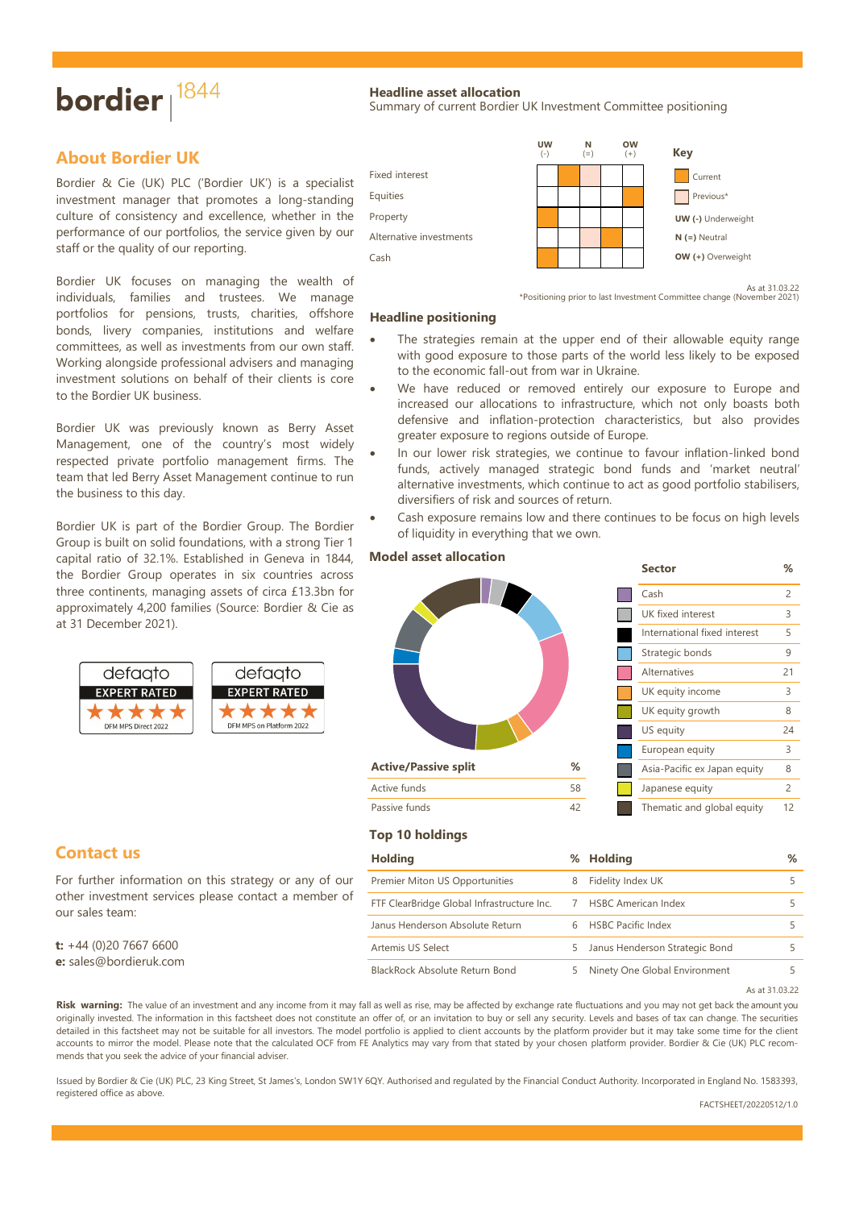# bordier 1844

## About Bordier UK

Bordier & Cie (UK) PLC ('Bordier UK') is a specialist investment manager that promotes a long-standing culture of consistency and excellence, whether in the performance of our portfolios, the service given by our staff or the quality of our reporting.

Bordier UK focuses on managing the wealth of individuals, families and trustees. We manage portfolios for pensions, trusts, charities, offshore bonds, livery companies, institutions and welfare committees, as well as investments from our own staff. Working alongside professional advisers and managing investment solutions on behalf of their clients is core to the Bordier UK business.

Bordier UK was previously known as Berry Asset Management, one of the country's most widely respected private portfolio management firms. The team that led Berry Asset Management continue to run the business to this day.

Bordier UK is part of the Bordier Group. The Bordier Group is built on solid foundations, with a strong Tier 1 capital ratio of 32.1%. Established in Geneva in 1844, the Bordier Group operates in six countries across three continents, managing assets of circa £13.3bn for approximately 4,200 families (Source: Bordier & Cie as at 31 December 2021).

defaqto EXPERT RATED ★★★★★ DFM MPS Direct 2022

defaqto EXPERT RATED ★★★★★ DFM MPS on Platform 2022

## Contact us

For further information on this strategy or any of our other investment services please contact a member of our sales team:

**t:** +44 (0)20 7667 6600
**e:** sales@bordieruk.com

## Headline asset allocation

Summary of current Bordier UK Investment Committee positioning

| | UW (-) | | N (=) | | OW (+) |
|---|---|---|---|---|---|
| Fixed interest | | Current | Previous* | | |
| Equities | | | | | Current |
| Property | Current | | | | |
| Alternative investments | | | Previous* | Current | |
| Cash | Current | | | | |

**Key**
- Current
- Previous*
- **UW (-)** Underweight
- **N (=)** Neutral
- **OW (+)** Overweight

As at 31.03.22
*Positioning prior to last Investment Committee change (November 2021)

## Headline positioning

- The strategies remain at the upper end of their allowable equity range with good exposure to those parts of the world less likely to be exposed to the economic fall-out from war in Ukraine.
- We have reduced or removed entirely our exposure to Europe and increased our allocations to infrastructure, which not only boasts both defensive and inflation-protection characteristics, but also provides greater exposure to regions outside of Europe.
- In our lower risk strategies, we continue to favour inflation-linked bond funds, actively managed strategic bond funds and 'market neutral' alternative investments, which continue to act as good portfolio stabilisers, diversifiers of risk and sources of return.
- Cash exposure remains low and there continues to be focus on high levels of liquidity in everything that we own.

## Model asset allocation

| Sector | % |
|---|---|
| Cash | 2 |
| UK fixed interest | 3 |
| International fixed interest | 5 |
| Strategic bonds | 9 |
| Alternatives | 21 |
| UK equity income | 3 |
| UK equity growth | 8 |
| US equity | 24 |
| European equity | 3 |
| Asia-Pacific ex Japan equity | 8 |
| Japanese equity | 2 |
| Thematic and global equity | 12 |

| Active/Passive split | % |
|---|---|
| Active funds | 58 |
| Passive funds | 42 |

## Top 10 holdings

| Holding | % | Holding | % |
|---|---|---|---|
| Premier Miton US Opportunities | 8 | Fidelity Index UK | 5 |
| FTF ClearBridge Global Infrastructure Inc. | 7 | HSBC American Index | 5 |
| Janus Henderson Absolute Return | 6 | HSBC Pacific Index | 5 |
| Artemis US Select | 5 | Janus Henderson Strategic Bond | 5 |
| BlackRock Absolute Return Bond | 5 | Ninety One Global Environment | 5 |

As at 31.03.22

**Risk warning:** The value of an investment and any income from it may fall as well as rise, may be affected by exchange rate fluctuations and you may not get back the amount you originally invested. The information in this factsheet does not constitute an offer of, or an invitation to buy or sell any security. Levels and bases of tax can change. The securities detailed in this factsheet may not be suitable for all investors. The model portfolio is applied to client accounts by the platform provider but it may take some time for the client accounts to mirror the model. Please note that the calculated OCF from FE Analytics may vary from that stated by your chosen platform provider. Bordier & Cie (UK) PLC recommends that you seek the advice of your financial adviser.

Issued by Bordier & Cie (UK) PLC, 23 King Street, St James's, London SW1Y 6QY. Authorised and regulated by the Financial Conduct Authority. Incorporated in England No. 1583393, registered office as above.

FACTSHEET/20220512/1.0